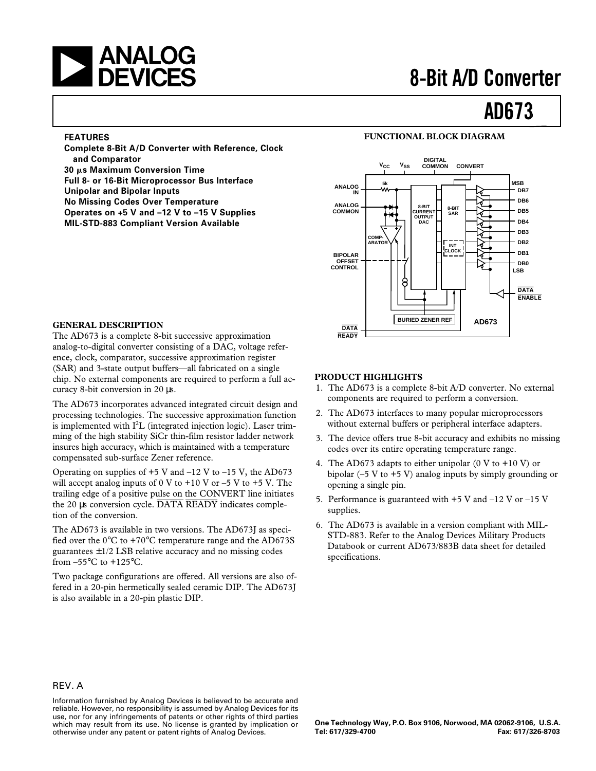# ANALOG DEVICES

# 8-Bit A/D Converter

# AD673

## FEATURES

**Complete 8-Bit A/D Converter with Reference, Clock and Comparator**
**30 μs Maximum Conversion Time**
**Full 8- or 16-Bit Microprocessor Bus Interface**
**Unipolar and Bipolar Inputs**
**No Missing Codes Over Temperature**
**Operates on +5 V and –12 V to –15 V Supplies**
**MIL-STD-883 Compliant Version Available**

## FUNCTIONAL BLOCK DIAGRAM

## GENERAL DESCRIPTION

The AD673 is a complete 8-bit successive approximation analog-to-digital converter consisting of a DAC, voltage reference, clock, comparator, successive approximation register (SAR) and 3-state output buffers—all fabricated on a single chip. No external components are required to perform a full accuracy 8-bit conversion in 20 μs.

The AD673 incorporates advanced integrated circuit design and processing technologies. The successive approximation function is implemented with $I^2L$ (integrated injection logic). Laser trimming of the high stability SiCr thin-film resistor ladder network insures high accuracy, which is maintained with a temperature compensated sub-surface Zener reference.

Operating on supplies of +5 V and –12 V to –15 V, the AD673 will accept analog inputs of 0 V to +10 V or –5 V to +5 V. The trailing edge of a positive pulse on the CONVERT line initiates the 20 μs conversion cycle. $\overline{\text{DATA}}$ $\overline{\text{READY}}$ indicates completion of the conversion.

The AD673 is available in two versions. The AD673J as specified over the 0°C to +70°C temperature range and the AD673S guarantees ±1/2 LSB relative accuracy and no missing codes from –55°C to +125°C.

Two package configurations are offered. All versions are also offered in a 20-pin hermetically sealed ceramic DIP. The AD673J is also available in a 20-pin plastic DIP.

## PRODUCT HIGHLIGHTS

1. The AD673 is a complete 8-bit A/D converter. No external components are required to perform a conversion.
2. The AD673 interfaces to many popular microprocessors without external buffers or peripheral interface adapters.
3. The device offers true 8-bit accuracy and exhibits no missing codes over its entire operating temperature range.
4. The AD673 adapts to either unipolar (0 V to +10 V) or bipolar (–5 V to +5 V) analog inputs by simply grounding or opening a single pin.
5. Performance is guaranteed with +5 V and –12 V or –15 V supplies.
6. The AD673 is available in a version compliant with MIL-STD-883. Refer to the Analog Devices Military Products Databook or current AD673/883B data sheet for detailed specifications.

REV. A

Information furnished by Analog Devices is believed to be accurate and reliable. However, no responsibility is assumed by Analog Devices for its use, nor for any infringements of patents or other rights of third parties which may result from its use. No license is granted by implication or otherwise under any patent or patent rights of Analog Devices.

**One Technology Way, P.O. Box 9106, Norwood, MA 02062-9106, U.S.A.**
**Tel: 617/329-4700 Fax: 617/326-8703**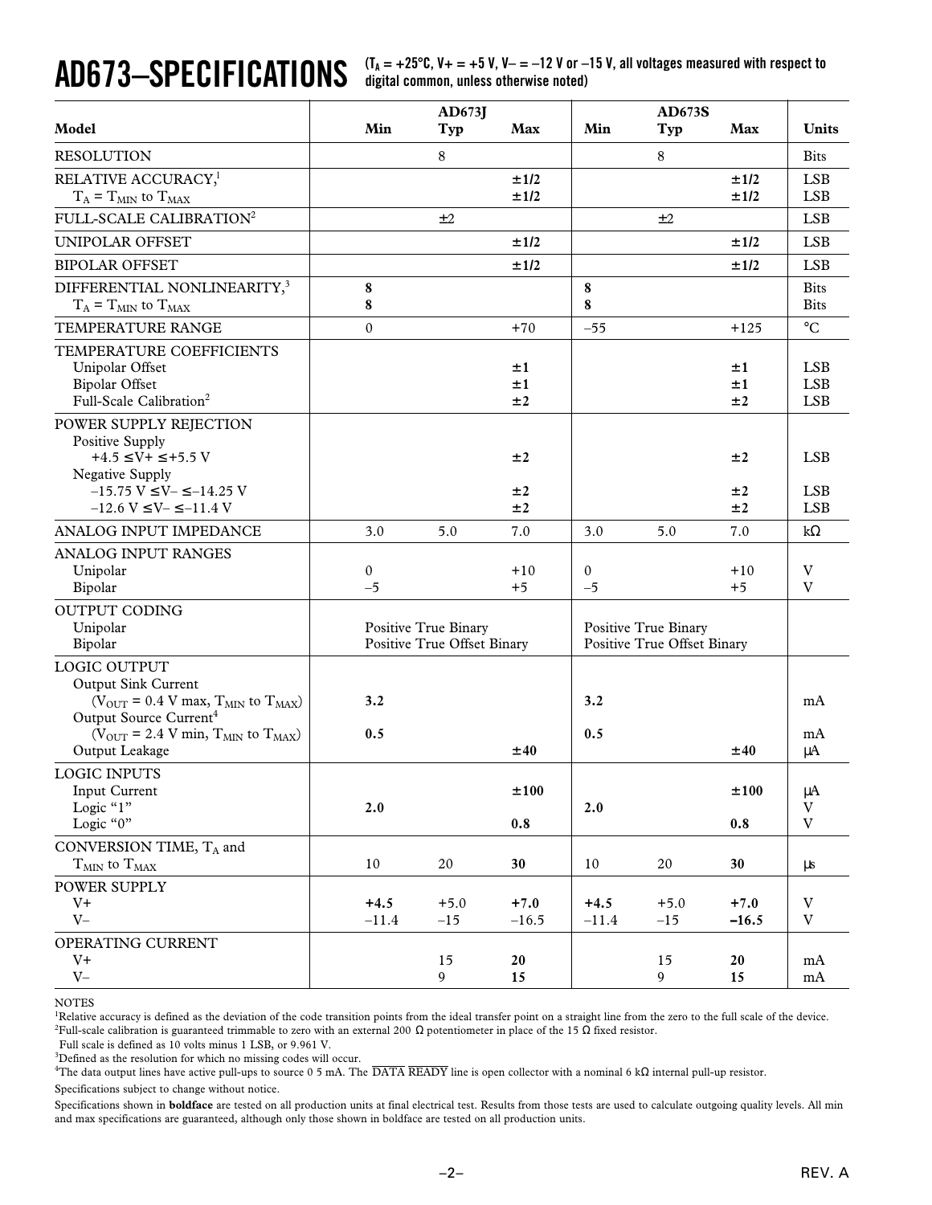# AD673–SPECIFICATIONS

**($T_A$ = +25°C, V+ = +5 V, V– = –12 V or –15 V, all voltages measured with respect to digital common, unless otherwise noted)**

| Model | AD673J Min | AD673J Typ | AD673J Max | AD673S Min | AD673S Typ | AD673S Max | Units |
|---|---|---|---|---|---|---|---|
| RESOLUTION | | 8 | | | 8 | | Bits |
| RELATIVE ACCURACY,[1] | | | **±1/2** | | | **±1/2** | LSB |
| $T_A = T_{MIN}$ to $T_{MAX}$ | | | **±1/2** | | | **±1/2** | LSB |
| FULL-SCALE CALIBRATION[2] | | ±2 | | | ±2 | | LSB |
| UNIPOLAR OFFSET | | | **±1/2** | | | **±1/2** | LSB |
| BIPOLAR OFFSET | | | **±1/2** | | | **±1/2** | LSB |
| DIFFERENTIAL NONLINEARITY,[3] | **8** | | | **8** | | | Bits |
| $T_A = T_{MIN}$ to $T_{MAX}$ | **8** | | | **8** | | | Bits |
| TEMPERATURE RANGE | 0 | | +70 | –55 | | +125 | °C |
| TEMPERATURE COEFFICIENTS | | | | | | | |
| Unipolar Offset | | | **±1** | | | **±1** | LSB |
| Bipolar Offset | | | **±1** | | | **±1** | LSB |
| Full-Scale Calibration[2] | | | **±2** | | | **±2** | LSB |
| POWER SUPPLY REJECTION | | | | | | | |
| Positive Supply | | | | | | | |
| +4.5 ≤V+ ≤+5.5 V | | | **±2** | | | **±2** | LSB |
| Negative Supply | | | | | | | |
| –15.75 V ≤V– ≤–14.25 V | | | **±2** | | | **±2** | LSB |
| –12.6 V ≤V– ≤–11.4 V | | | **±2** | | | **±2** | LSB |
| ANALOG INPUT IMPEDANCE | 3.0 | 5.0 | 7.0 | 3.0 | 5.0 | 7.0 | kΩ |
| ANALOG INPUT RANGES | | | | | | | |
| Unipolar | 0 | | +10 | 0 | | +10 | V |
| Bipolar | –5 | | +5 | –5 | | +5 | V |
| OUTPUT CODING | | | | | | | |
| Unipolar | Positive True Binary | | | Positive True Binary | | | |
| Bipolar | Positive True Offset Binary | | | Positive True Offset Binary | | | |
| LOGIC OUTPUT | | | | | | | |
| Output Sink Current ($V_{OUT}$ = 0.4 V max, $T_{MIN}$ to $T_{MAX}$) | **3.2** | | | **3.2** | | | mA |
| Output Source Current[4] ($V_{OUT}$ = 2.4 V min, $T_{MIN}$ to $T_{MAX}$) | **0.5** | | | **0.5** | | | mA |
| Output Leakage | | | **±40** | | | **±40** | µA |
| LOGIC INPUTS | | | | | | | |
| Input Current | | | **±100** | | | **±100** | µA |
| Logic "1" | **2.0** | | | **2.0** | | | V |
| Logic "0" | | | **0.8** | | | **0.8** | V |
| CONVERSION TIME, $T_A$ and $T_{MIN}$ to $T_{MAX}$ | 10 | 20 | **30** | 10 | 20 | **30** | µs |
| POWER SUPPLY | | | | | | | |
| V+ | **+4.5** | +5.0 | **+7.0** | **+4.5** | +5.0 | **+7.0** | V |
| V– | –11.4 | –15 | –16.5 | –11.4 | –15 | **–16.5** | V |
| OPERATING CURRENT | | | | | | | |
| V+ | | 15 | **20** | | 15 | **20** | mA |
| V– | | 9 | **15** | | 9 | **15** | mA |

NOTES

[1]Relative accuracy is defined as the deviation of the code transition points from the ideal transfer point on a straight line from the zero to the full scale of the device.

[2]Full-scale calibration is guaranteed trimmable to zero with an external 200 Ω potentiometer in place of the 15 Ω fixed resistor.
Full scale is defined as 10 volts minus 1 LSB, or 9.961 V.

[3]Defined as the resolution for which no missing codes will occur.

[4]The data output lines have active pull-ups to source 0 5 mA. The $\overline{\text{DATA READY}}$ line is open collector with a nominal 6 kΩ internal pull-up resistor.

Specifications subject to change without notice.

Specifications shown in **boldface** are tested on all production units at final electrical test. Results from those tests are used to calculate outgoing quality levels. All min and max specifications are guaranteed, although only those shown in boldface are tested on all production units.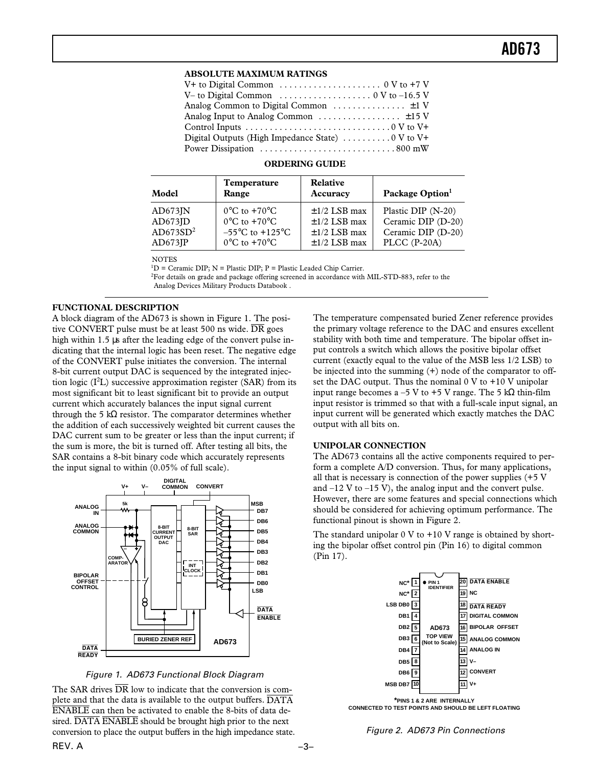### ABSOLUTE MAXIMUM RATINGS

V+ to Digital Common . . . . . . . . . . . . . . . . . . . . . 0 V to +7 V
V– to Digital Common . . . . . . . . . . . . . . . . . . . 0 V to –16.5 V
Analog Common to Digital Common . . . . . . . . . . . . . . ±1 V
Analog Input to Analog Common . . . . . . . . . . . . . . . . ±15 V
Control Inputs . . . . . . . . . . . . . . . . . . . . . . . . . . . . . 0 V to V+
Digital Outputs (High Impedance State) . . . . . . . . . 0 V to V+
Power Dissipation . . . . . . . . . . . . . . . . . . . . . . . . . . . 800 mW

### ORDERING GUIDE

| Model | Temperature Range | Relative Accuracy | Package Option[1] |
|---|---|---|---|
| AD673JN | 0°C to +70°C | ±1/2 LSB max | Plastic DIP (N-20) |
| AD673JD | 0°C to +70°C | ±1/2 LSB max | Ceramic DIP (D-20) |
| AD673SD[2] | –55°C to +125°C | ±1/2 LSB max | Ceramic DIP (D-20) |
| AD673JP | 0°C to +70°C | ±1/2 LSB max | PLCC (P-20A) |

NOTES
[1]D = Ceramic DIP; N = Plastic DIP; P = Plastic Leaded Chip Carrier.
[2]For details on grade and package offering screened in accordance with MIL-STD-883, refer to the Analog Devices Military Products Databook .

### FUNCTIONAL DESCRIPTION

A block diagram of the AD673 is shown in Figure 1. The positive CONVERT pulse must be at least 500 ns wide. DR goes high within 1.5 µs after the leading edge of the convert pulse indicating that the internal logic has been reset. The negative edge of the CONVERT pulse initiates the conversion. The internal 8-bit current output DAC is sequenced by the integrated injection logic ($I^2L$) successive approximation register (SAR) from its most significant bit to least significant bit to provide an output current which accurately balances the input signal current through the 5 kΩ resistor. The comparator determines whether the addition of each successively weighted bit current causes the DAC current sum to be greater or less than the input current; if the sum is more, the bit is turned off. After testing all bits, the SAR contains a 8-bit binary code which accurately represents the input signal to within (0.05% of full scale).

Figure 1. AD673 Functional Block Diagram

The SAR drives DR low to indicate that the conversion is complete and that the data is available to the output buffers. DATA ENABLE can then be activated to enable the 8-bits of data desired. DATA ENABLE should be brought high prior to the next conversion to place the output buffers in the high impedance state.

The temperature compensated buried Zener reference provides the primary voltage reference to the DAC and ensures excellent stability with both time and temperature. The bipolar offset input controls a switch which allows the positive bipolar offset current (exactly equal to the value of the MSB less 1/2 LSB) to be injected into the summing (+) node of the comparator to offset the DAC output. Thus the nominal 0 V to +10 V unipolar input range becomes a –5 V to +5 V range. The 5 kΩ thin-film input resistor is trimmed so that with a full-scale input signal, an input current will be generated which exactly matches the DAC output with all bits on.

### UNIPOLAR CONNECTION

The AD673 contains all the active components required to perform a complete A/D conversion. Thus, for many applications, all that is necessary is connection of the power supplies (+5 V and –12 V to –15 V), the analog input and the convert pulse. However, there are some features and special connections which should be considered for achieving optimum performance. The functional pinout is shown in Figure 2.

The standard unipolar 0 V to +10 V range is obtained by shorting the bipolar offset control pin (Pin 16) to digital common (Pin 17).

*PINS 1 & 2 ARE INTERNALLY CONNECTED TO TEST POINTS AND SHOULD BE LEFT FLOATING

Figure 2. AD673 Pin Connections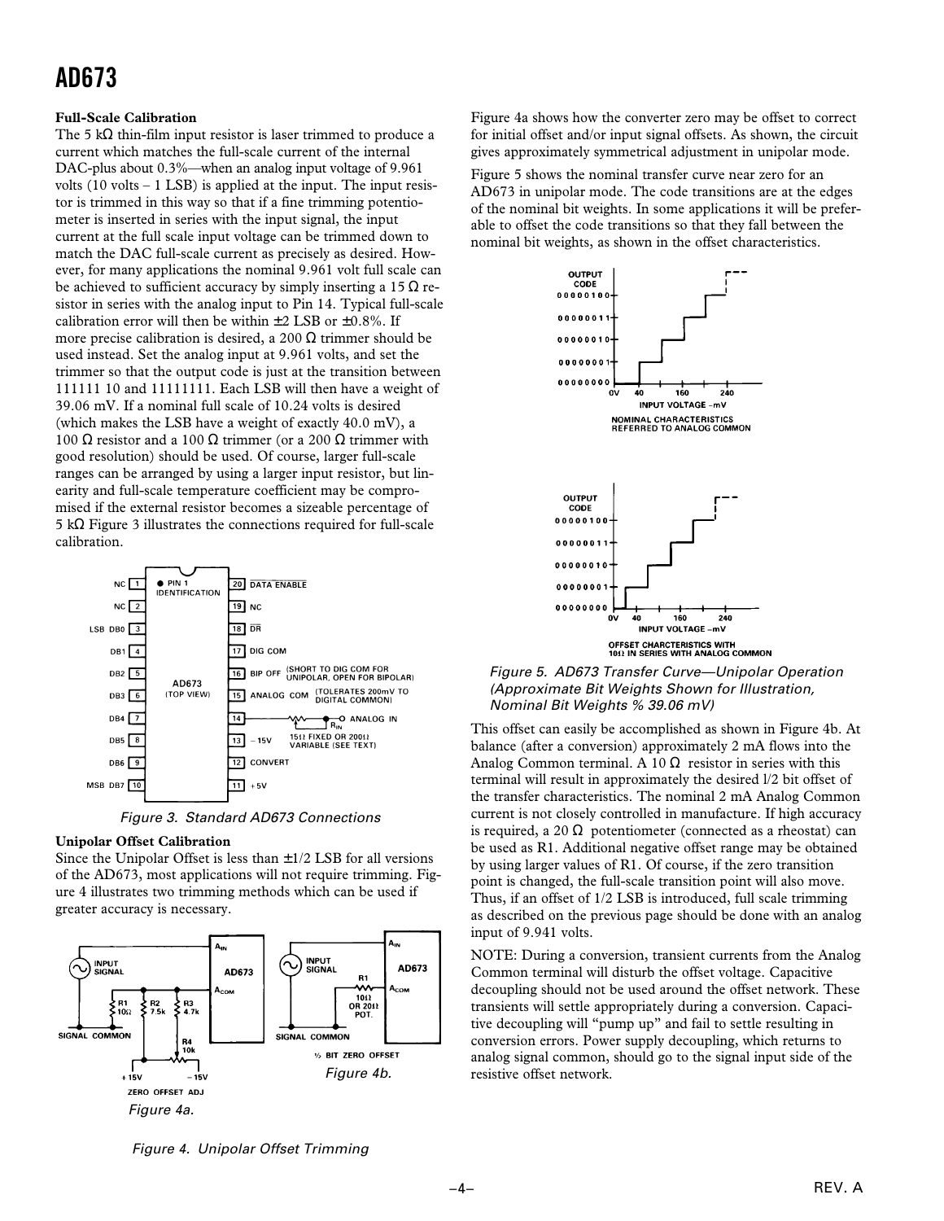### Full-Scale Calibration

The 5 kΩ thin-film input resistor is laser trimmed to produce a current which matches the full-scale current of the internal DAC-plus about 0.3%—when an analog input voltage of 9.961 volts (10 volts – 1 LSB) is applied at the input. The input resistor is trimmed in this way so that if a fine trimming potentiometer is inserted in series with the input signal, the input current at the full scale input voltage can be trimmed down to match the DAC full-scale current as precisely as desired. However, for many applications the nominal 9.961 volt full scale can be achieved to sufficient accuracy by simply inserting a 15 Ω resistor in series with the analog input to Pin 14. Typical full-scale calibration error will then be within ±2 LSB or ±0.8%. If more precise calibration is desired, a 200 Ω trimmer should be used instead. Set the analog input at 9.961 volts, and set the trimmer so that the output code is just at the transition between 111111 10 and 11111111. Each LSB will then have a weight of 39.06 mV. If a nominal full scale of 10.24 volts is desired (which makes the LSB have a weight of exactly 40.0 mV), a 100 Ω resistor and a 100 Ω trimmer (or a 200 Ω trimmer with good resolution) should be used. Of course, larger full-scale ranges can be arranged by using a larger input resistor, but linearity and full-scale temperature coefficient may be compromised if the external resistor becomes a sizeable percentage of 5 kΩ Figure 3 illustrates the connections required for full-scale calibration.

*Figure 3. Standard AD673 Connections*

### Unipolar Offset Calibration

Since the Unipolar Offset is less than ±1/2 LSB for all versions of the AD673, most applications will not require trimming. Figure 4 illustrates two trimming methods which can be used if greater accuracy is necessary.

*Figure 4a.*

*Figure 4b.*

*Figure 4. Unipolar Offset Trimming*

Figure 4a shows how the converter zero may be offset to correct for initial offset and/or input signal offsets. As shown, the circuit gives approximately symmetrical adjustment in unipolar mode.

Figure 5 shows the nominal transfer curve near zero for an AD673 in unipolar mode. The code transitions are at the edges of the nominal bit weights. In some applications it will be preferable to offset the code transitions so that they fall between the nominal bit weights, as shown in the offset characteristics.

*Figure 5. AD673 Transfer Curve—Unipolar Operation (Approximate Bit Weights Shown for Illustration, Nominal Bit Weights % 39.06 mV)*

This offset can easily be accomplished as shown in Figure 4b. At balance (after a conversion) approximately 2 mA flows into the Analog Common terminal. A 10 Ω resistor in series with this terminal will result in approximately the desired l/2 bit offset of the transfer characteristics. The nominal 2 mA Analog Common current is not closely controlled in manufacture. If high accuracy is required, a 20 Ω potentiometer (connected as a rheostat) can be used as R1. Additional negative offset range may be obtained by using larger values of R1. Of course, if the zero transition point is changed, the full-scale transition point will also move. Thus, if an offset of 1/2 LSB is introduced, full scale trimming as described on the previous page should be done with an analog input of 9.941 volts.

NOTE: During a conversion, transient currents from the Analog Common terminal will disturb the offset voltage. Capacitive decoupling should not be used around the offset network. These transients will settle appropriately during a conversion. Capacitive decoupling will "pump up" and fail to settle resulting in conversion errors. Power supply decoupling, which returns to analog signal common, should go to the signal input side of the resistive offset network.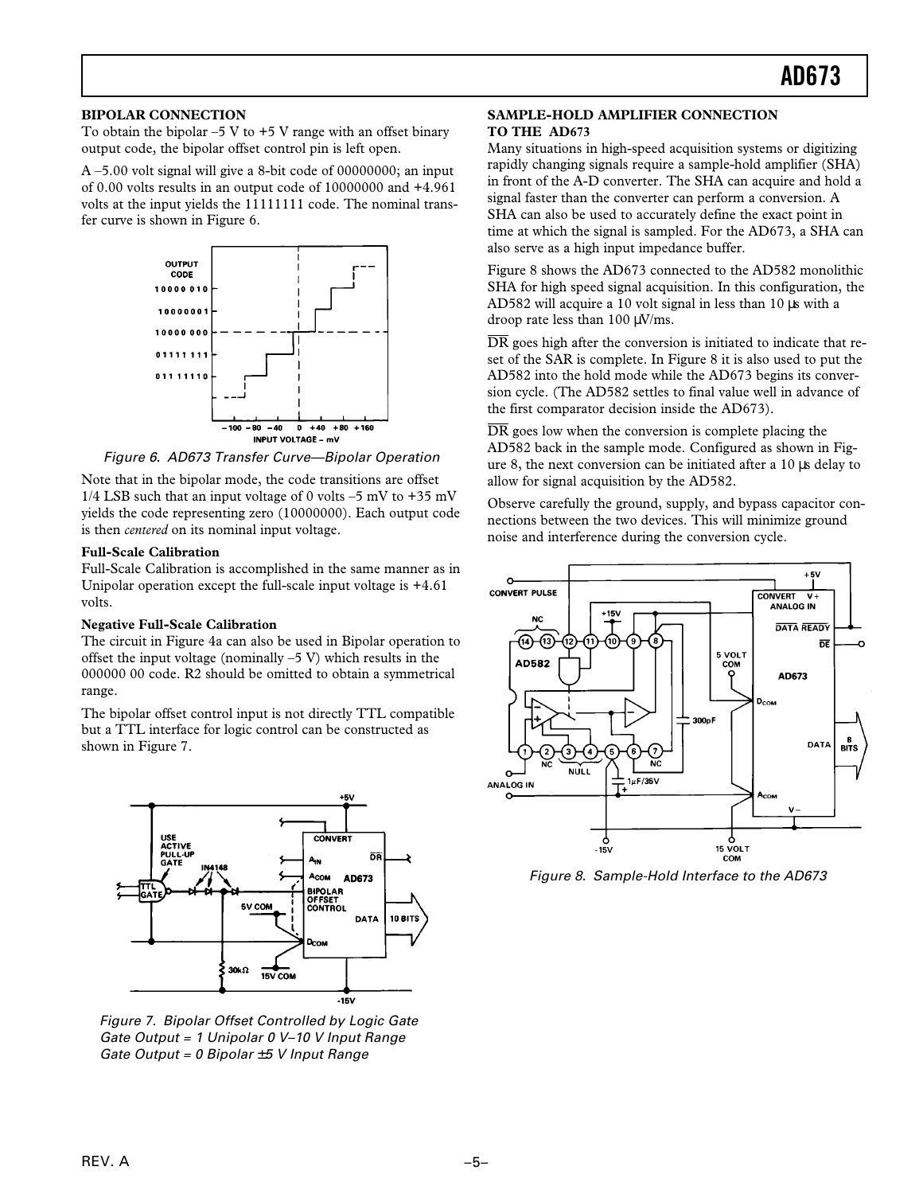### BIPOLAR CONNECTION

To obtain the bipolar –5 V to +5 V range with an offset binary output code, the bipolar offset control pin is left open.

A –5.00 volt signal will give a 8-bit code of 00000000; an input of 0.00 volts results in an output code of 10000000 and +4.961 volts at the input yields the 11111111 code. The nominal transfer curve is shown in Figure 6.

*Figure 6. AD673 Transfer Curve—Bipolar Operation*

Note that in the bipolar mode, the code transitions are offset 1/4 LSB such that an input voltage of 0 volts –5 mV to +35 mV yields the code representing zero (10000000). Each output code is then *centered* on its nominal input voltage.

#### Full-Scale Calibration

Full-Scale Calibration is accomplished in the same manner as in Unipolar operation except the full-scale input voltage is +4.61 volts.

#### Negative Full-Scale Calibration

The circuit in Figure 4a can also be used in Bipolar operation to offset the input voltage (nominally –5 V) which results in the 000000 00 code. R2 should be omitted to obtain a symmetrical range.

The bipolar offset control input is not directly TTL compatible but a TTL interface for logic control can be constructed as shown in Figure 7.

*Figure 7. Bipolar Offset Controlled by Logic Gate*
*Gate Output = 1 Unipolar 0 V–10 V Input Range*
*Gate Output = 0 Bipolar ±5 V Input Range*

### SAMPLE-HOLD AMPLIFIER CONNECTION TO THE AD673

Many situations in high-speed acquisition systems or digitizing rapidly changing signals require a sample-hold amplifier (SHA) in front of the A-D converter. The SHA can acquire and hold a signal faster than the converter can perform a conversion. A SHA can also be used to accurately define the exact point in time at which the signal is sampled. For the AD673, a SHA can also serve as a high input impedance buffer.

Figure 8 shows the AD673 connected to the AD582 monolithic SHA for high speed signal acquisition. In this configuration, the AD582 will acquire a 10 volt signal in less than 10 μs with a droop rate less than 100 μV/ms.

$\overline{DR}$ goes high after the conversion is initiated to indicate that reset of the SAR is complete. In Figure 8 it is also used to put the AD582 into the hold mode while the AD673 begins its conversion cycle. (The AD582 settles to final value well in advance of the first comparator decision inside the AD673).

$\overline{DR}$ goes low when the conversion is complete placing the AD582 back in the sample mode. Configured as shown in Figure 8, the next conversion can be initiated after a 10 μs delay to allow for signal acquisition by the AD582.

Observe carefully the ground, supply, and bypass capacitor connections between the two devices. This will minimize ground noise and interference during the conversion cycle.

*Figure 8. Sample-Hold Interface to the AD673*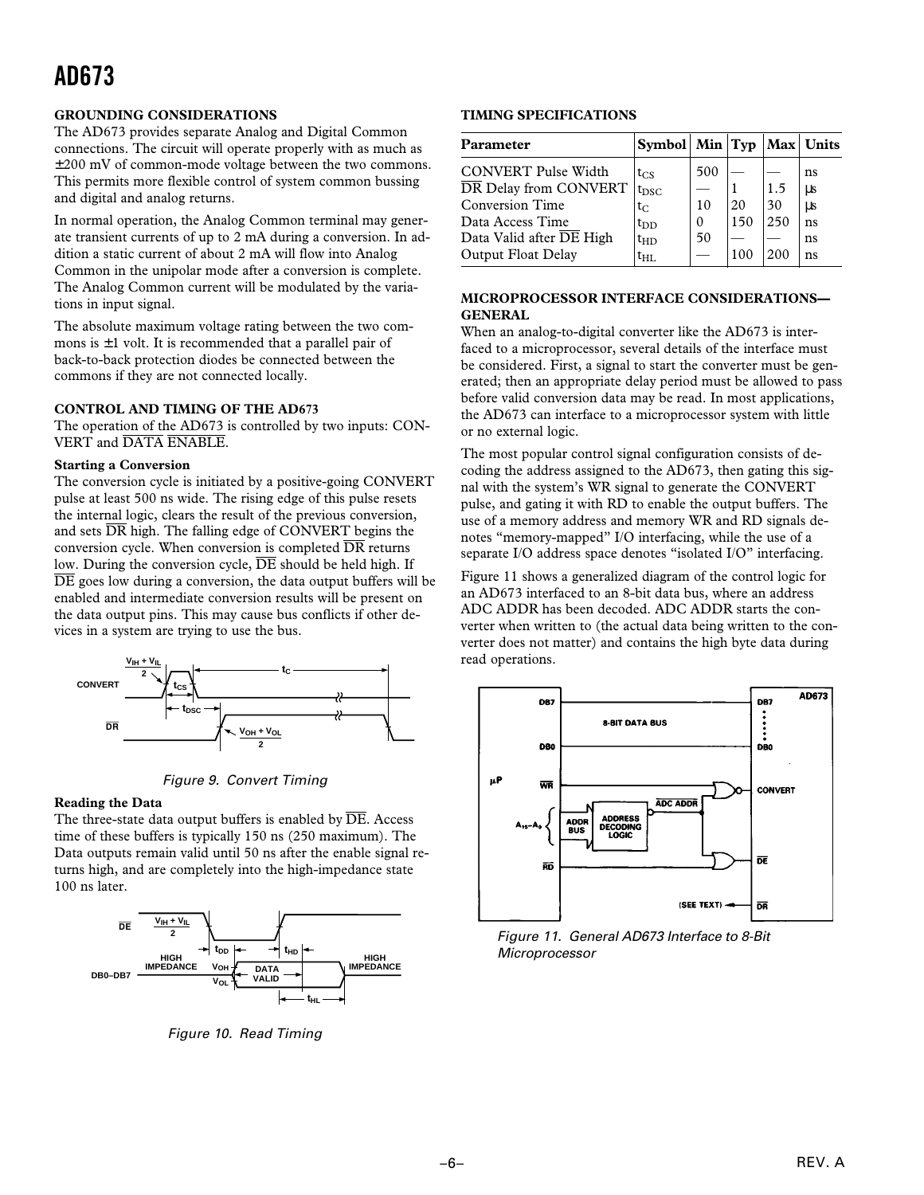## GROUNDING CONSIDERATIONS

The AD673 provides separate Analog and Digital Common connections. The circuit will operate properly with as much as ±200 mV of common-mode voltage between the two commons. This permits more flexible control of system common bussing and digital and analog returns.

In normal operation, the Analog Common terminal may generate transient currents of up to 2 mA during a conversion. In addition a static current of about 2 mA will flow into Analog Common in the unipolar mode after a conversion is complete. The Analog Common current will be modulated by the variations in input signal.

The absolute maximum voltage rating between the two commons is ±1 volt. It is recommended that a parallel pair of back-to-back protection diodes be connected between the commons if they are not connected locally.

## CONTROL AND TIMING OF THE AD673

The operation of the AD673 is controlled by two inputs: CONVERT and $\overline{\text{DATA ENABLE}}$.

### Starting a Conversion

The conversion cycle is initiated by a positive-going CONVERT pulse at least 500 ns wide. The rising edge of this pulse resets the internal logic, clears the result of the previous conversion, and sets $\overline{\text{DR}}$ high. The falling edge of CONVERT begins the conversion cycle. When conversion is completed $\overline{\text{DR}}$ returns low. During the conversion cycle, $\overline{\text{DE}}$ should be held high. If $\overline{\text{DE}}$ goes low during a conversion, the data output buffers will be enabled and intermediate conversion results will be present on the data output pins. This may cause bus conflicts if other devices in a system are trying to use the bus.

*Figure 9. Convert Timing*

### Reading the Data

The three-state data output buffers is enabled by $\overline{\text{DE}}$. Access time of these buffers is typically 150 ns (250 maximum). The Data outputs remain valid until 50 ns after the enable signal returns high, and are completely into the high-impedance state 100 ns later.

*Figure 10. Read Timing*

## TIMING SPECIFICATIONS

| Parameter | Symbol | Min | Typ | Max | Units |
|---|---|---|---|---|---|
| CONVERT Pulse Width | $t_{CS}$ | 500 | — | — | ns |
| $\overline{\text{DR}}$ Delay from CONVERT | $t_{DSC}$ | — | 1 | 1.5 | µs |
| Conversion Time | $t_C$ | 10 | 20 | 30 | µs |
| Data Access Time | $t_{DD}$ | 0 | 150 | 250 | ns |
| Data Valid after $\overline{\text{DE}}$ High | $t_{HD}$ | 50 | — | — | ns |
| Output Float Delay | $t_{HL}$ | — | 100 | 200 | ns |

## MICROPROCESSOR INTERFACE CONSIDERATIONS—GENERAL

When an analog-to-digital converter like the AD673 is interfaced to a microprocessor, several details of the interface must be considered. First, a signal to start the converter must be generated; then an appropriate delay period must be allowed to pass before valid conversion data may be read. In most applications, the AD673 can interface to a microprocessor system with little or no external logic.

The most popular control signal configuration consists of decoding the address assigned to the AD673, then gating this signal with the system's WR signal to generate the CONVERT pulse, and gating it with RD to enable the output buffers. The use of a memory address and memory WR and RD signals denotes "memory-mapped" I/O interfacing, while the use of a separate I/O address space denotes "isolated I/O" interfacing.

Figure 11 shows a generalized diagram of the control logic for an AD673 interfaced to an 8-bit data bus, where an address ADC ADDR has been decoded. ADC ADDR starts the converter when written to (the actual data being written to the converter does not matter) and contains the high byte data during read operations.

*Figure 11. General AD673 Interface to 8-Bit Microprocessor*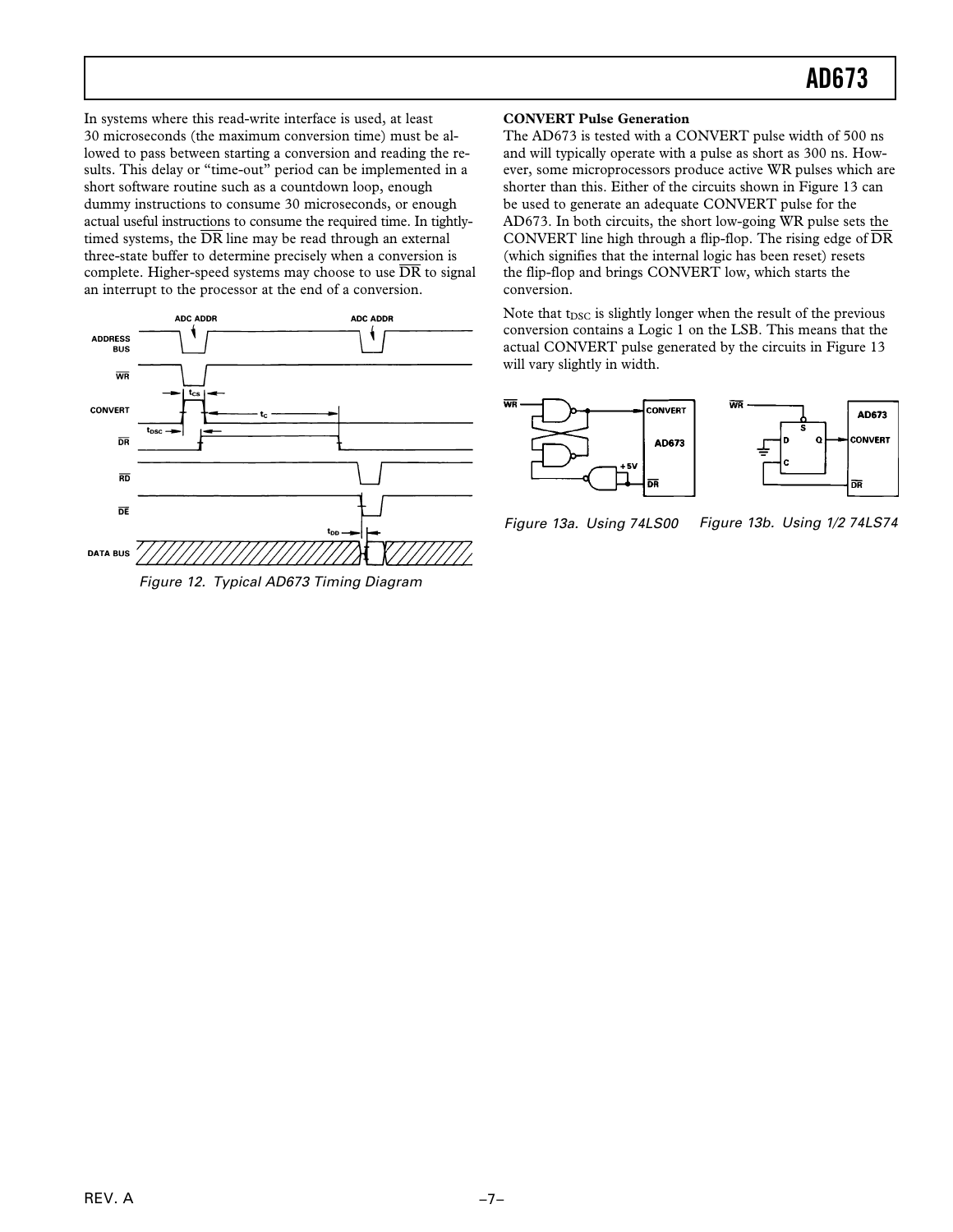In systems where this read-write interface is used, at least 30 microseconds (the maximum conversion time) must be allowed to pass between starting a conversion and reading the results. This delay or "time-out" period can be implemented in a short software routine such as a countdown loop, enough dummy instructions to consume 30 microseconds, or enough actual useful instructions to consume the required time. In tightly-timed systems, the $\overline{DR}$ line may be read through an external three-state buffer to determine precisely when a conversion is complete. Higher-speed systems may choose to use $\overline{DR}$ to signal an interrupt to the processor at the end of a conversion.

Figure 12. Typical AD673 Timing Diagram

### CONVERT Pulse Generation

The AD673 is tested with a CONVERT pulse width of 500 ns and will typically operate with a pulse as short as 300 ns. However, some microprocessors produce active WR pulses which are shorter than this. Either of the circuits shown in Figure 13 can be used to generate an adequate CONVERT pulse for the AD673. In both circuits, the short low-going WR pulse sets the CONVERT line high through a flip-flop. The rising edge of $\overline{DR}$ (which signifies that the internal logic has been reset) resets the flip-flop and brings CONVERT low, which starts the conversion.

Note that $t_{DSC}$ is slightly longer when the result of the previous conversion contains a Logic 1 on the LSB. This means that the actual CONVERT pulse generated by the circuits in Figure 13 will vary slightly in width.

Figure 13a. Using 74LS00

Figure 13b. Using 1/2 74LS74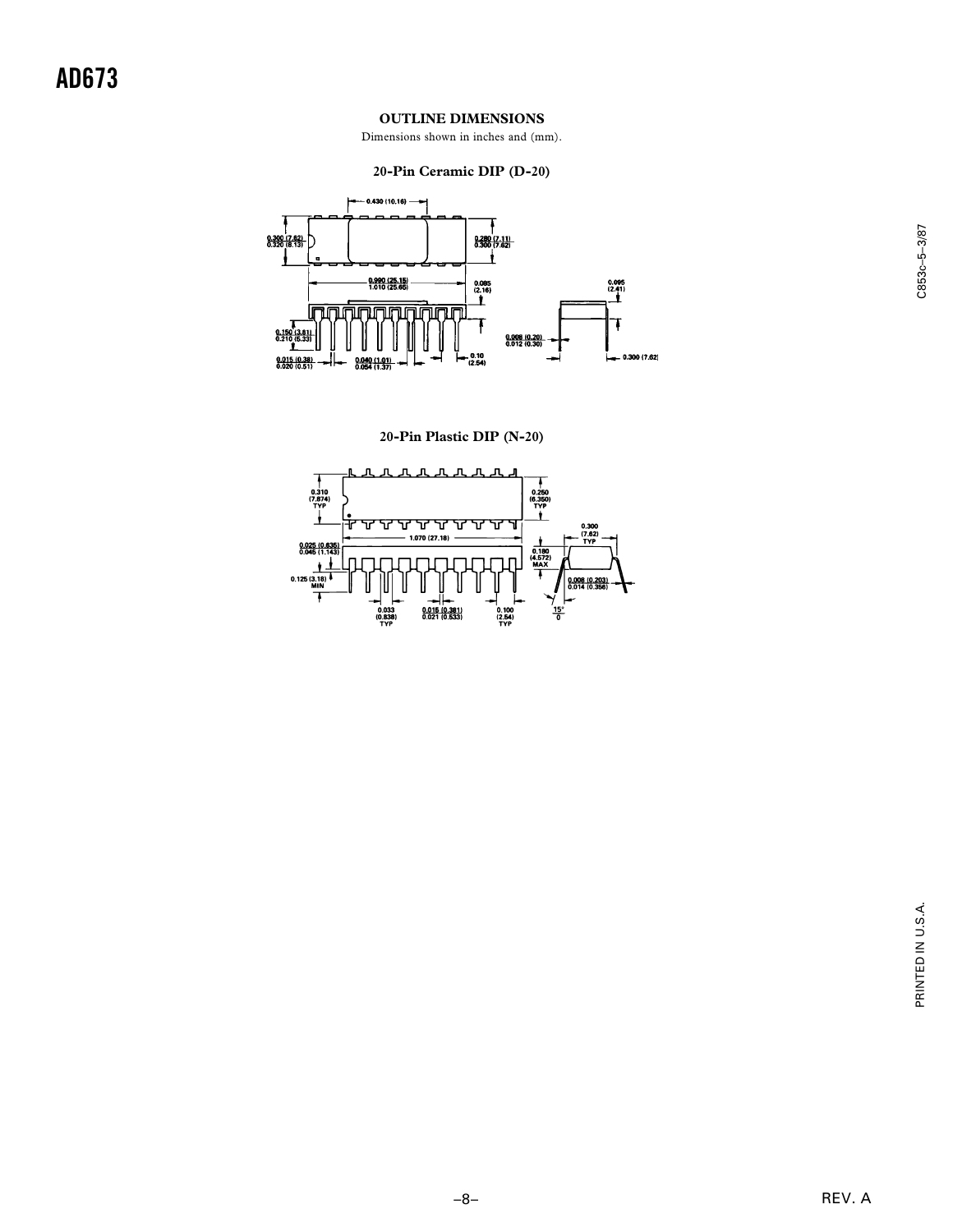## OUTLINE DIMENSIONS

Dimensions shown in inches and (mm).

### 20-Pin Ceramic DIP (D-20)

0.430 (10.16)
0.300 (7.62)
0.320 (8.13)
0.280 (7.11)
0.300 (7.62)
0.990 (25.15)
1.010 (25.65)
0.085
(2.16)
0.095
(2.41)
0.150 (3.81)
0.210 (5.33)
0.008 (0.20)
0.012 (0.30)
0.015 (0.38)
0.020 (0.51)
0.040 (1.01)
0.054 (1.37)
0.10
(2.54)
0.300 (7.62)

### 20-Pin Plastic DIP (N-20)

0.310
(7.874)
TYP
0.250
(6.350)
TYP
0.300
(7.62)
TYP
1.070 (27.18)
0.025 (0.635)
0.045 (1.143)
0.180
(4.572)
MAX
0.125 (3.18)
MIN
0.008 (0.203)
0.014 (0.356)
0.033
(0.838)
TYP
0.015 (0.381)
0.021 (0.533)
0.100
(2.54)
TYP
15°
0

C853c–5–3/87

PRINTED IN U.S.A.